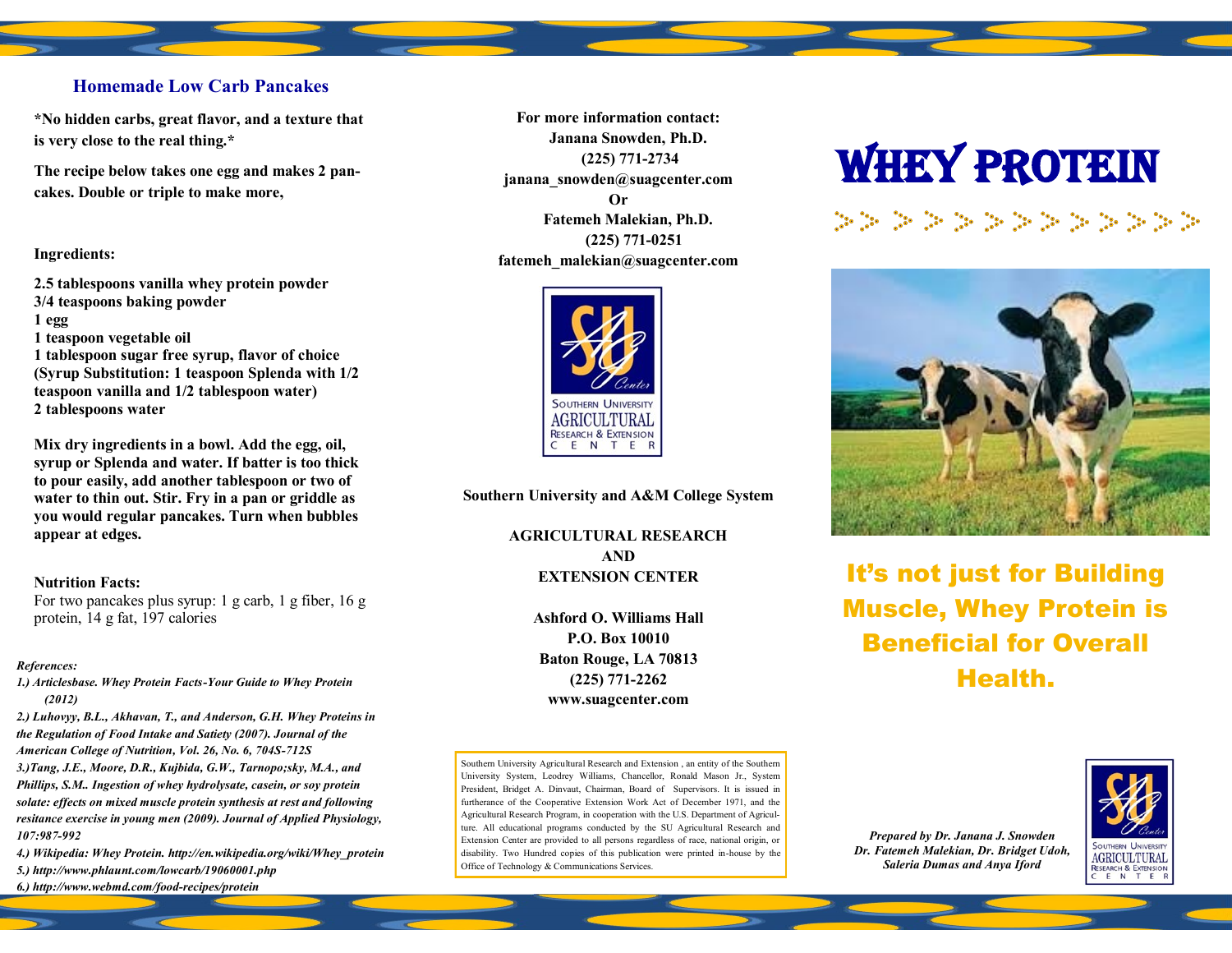## Homemade Low Carb Pancakes

**\*No hidden carbs, great flavor, and a texture that is very close to the real thing.\***

**The recipe below takes one egg and makes 2 pancakes. Double or triple to make more,**

**Ingredients:**

**2.5 tablespoons vanilla whey protein powder**
**3/4 teaspoons baking powder**
**1 egg**
**1 teaspoon vegetable oil**
**1 tablespoon sugar free syrup, flavor of choice (Syrup Substitution: 1 teaspoon Splenda with 1/2 teaspoon vanilla and 1/2 tablespoon water)**
**2 tablespoons water**

**Mix dry ingredients in a bowl. Add the egg, oil, syrup or Splenda and water. If batter is too thick to pour easily, add another tablespoon or two of water to thin out. Stir. Fry in a pan or griddle as you would regular pancakes. Turn when bubbles appear at edges.**

**Nutrition Facts:**
For two pancakes plus syrup: 1 g carb, 1 g fiber, 16 g protein, 14 g fat, 197 calories

***References:***

1. ***Articlesbase. Whey Protein Facts-Your Guide to Whey Protein (2012)***
2. ***Luhovyy, B.L., Akhavan, T., and Anderson, G.H. Whey Proteins in the Regulation of Food Intake and Satiety (2007). Journal of the American College of Nutrition, Vol. 26, No. 6, 704S-712S***
3. ***Tang, J.E., Moore, D.R., Kujbida, G.W., Tarnopo;sky, M.A., and Phillips, S.M.. Ingestion of whey hydrolysate, casein, or soy protein solate: effects on mixed muscle protein synthesis at rest and following resitance exercise in young men (2009). Journal of Applied Physiology, 107:987-992***
4. ***Wikipedia: Whey Protein. http://en.wikipedia.org/wiki/Whey_protein***
5. ***http://www.phlaunt.com/lowcarb/19060001.php***
6. ***http://www.webmd.com/food-recipes/protein***

**For more information contact:**
**Janana Snowden, Ph.D.**
**(225) 771-2734**
**janana_snowden@suagcenter.com**
**Or**
**Fatemeh Malekian, Ph.D.**
**(225) 771-0251**
**fatemeh_malekian@suagcenter.com**

SU Ag Center — Southern University Agricultural Research & Extension Center

**Southern University and A&M College System**

**AGRICULTURAL RESEARCH AND EXTENSION CENTER**

**Ashford O. Williams Hall**
**P.O. Box 10010**
**Baton Rouge, LA 70813**
**(225) 771-2262**
**www.suagcenter.com**

Southern University Agricultural Research and Extension , an entity of the Southern University System, Leodrey Williams, Chancellor, Ronald Mason Jr., System President, Bridget A. Dinvaut, Chairman, Board of Supervisors. It is issued in furtherance of the Cooperative Extension Work Act of December 1971, and the Agricultural Research Program, in cooperation with the U.S. Department of Agriculture. All educational programs conducted by the SU Agricultural Research and Extension Center are provided to all persons regardless of race, national origin, or disability. Two Hundred copies of this publication were printed in-house by the Office of Technology & Communications Services.

# WHEY PROTEIN

## It's not just for Building Muscle, Whey Protein is Beneficial for Overall Health.

***Prepared by Dr. Janana J. Snowden***
***Dr. Fatemeh Malekian, Dr. Bridget Udoh, Saleria Dumas and Anya Iford***

SU Ag Center — Southern University Agricultural Research & Extension Center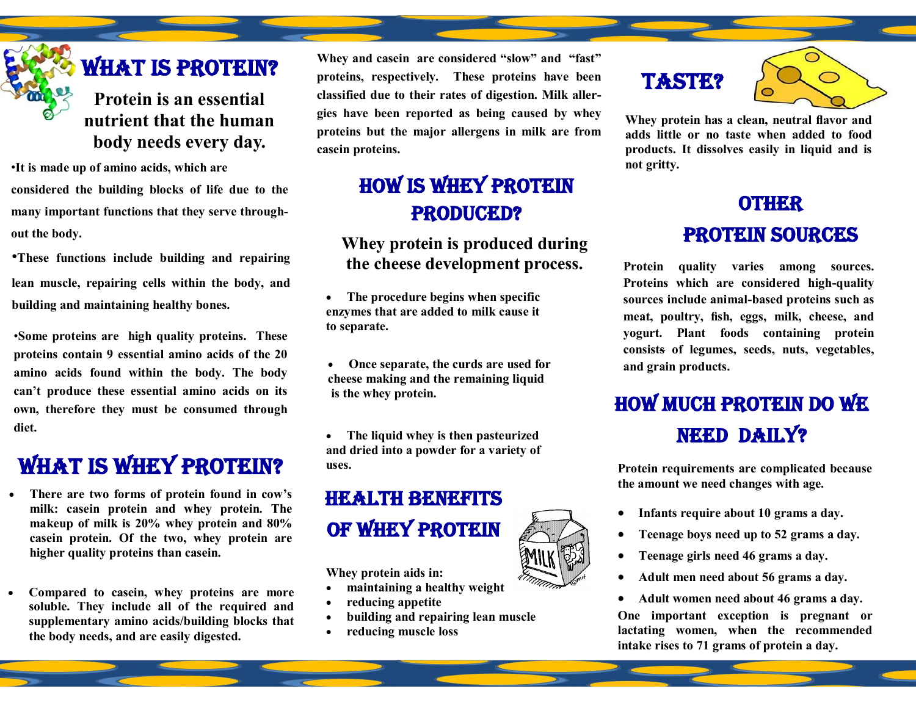# WHAT IS PROTEIN?

**Protein is an essential nutrient that the human body needs every day.**

- It is made up of amino acids, which are considered the building blocks of life due to the many important functions that they serve throughout the body.
- These functions include building and repairing lean muscle, repairing cells within the body, and building and maintaining healthy bones.
- Some proteins are high quality proteins. These proteins contain 9 essential amino acids of the 20 amino acids found within the body. The body can't produce these essential amino acids on its own, therefore they must be consumed through diet.

# WHAT IS WHEY PROTEIN?

- There are two forms of protein found in cow's milk: casein protein and whey protein. The makeup of milk is 20% whey protein and 80% casein protein. Of the two, whey protein are higher quality proteins than casein.
- Compared to casein, whey proteins are more soluble. They include all of the required and supplementary amino acids/building blocks that the body needs, and are easily digested.

Whey and casein are considered "slow" and "fast" proteins, respectively. These proteins have been classified due to their rates of digestion. Milk allergies have been reported as being caused by whey proteins but the major allergens in milk are from casein proteins.

# HOW IS WHEY PROTEIN PRODUCED?

**Whey protein is produced during the cheese development process.**

- The procedure begins when specific enzymes that are added to milk cause it to separate.
- Once separate, the curds are used for cheese making and the remaining liquid is the whey protein.
- The liquid whey is then pasteurized and dried into a powder for a variety of uses.

# HEALTH BENEFITS OF WHEY PROTEIN

Whey protein aids in:

- maintaining a healthy weight
- reducing appetite
- building and repairing lean muscle
- reducing muscle loss

# TASTE?

Whey protein has a clean, neutral flavor and adds little or no taste when added to food products. It dissolves easily in liquid and is not gritty.

# OTHER PROTEIN SOURCES

Protein quality varies among sources. Proteins which are considered high-quality sources include animal-based proteins such as meat, poultry, fish, eggs, milk, cheese, and yogurt. Plant foods containing protein consists of legumes, seeds, nuts, vegetables, and grain products.

# HOW MUCH PROTEIN DO WE NEED DAILY?

Protein requirements are complicated because the amount we need changes with age.

- Infants require about 10 grams a day.
- Teenage boys need up to 52 grams a day.
- Teenage girls need 46 grams a day.
- Adult men need about 56 grams a day.
- Adult women need about 46 grams a day.

One important exception is pregnant or lactating women, when the recommended intake rises to 71 grams of protein a day.